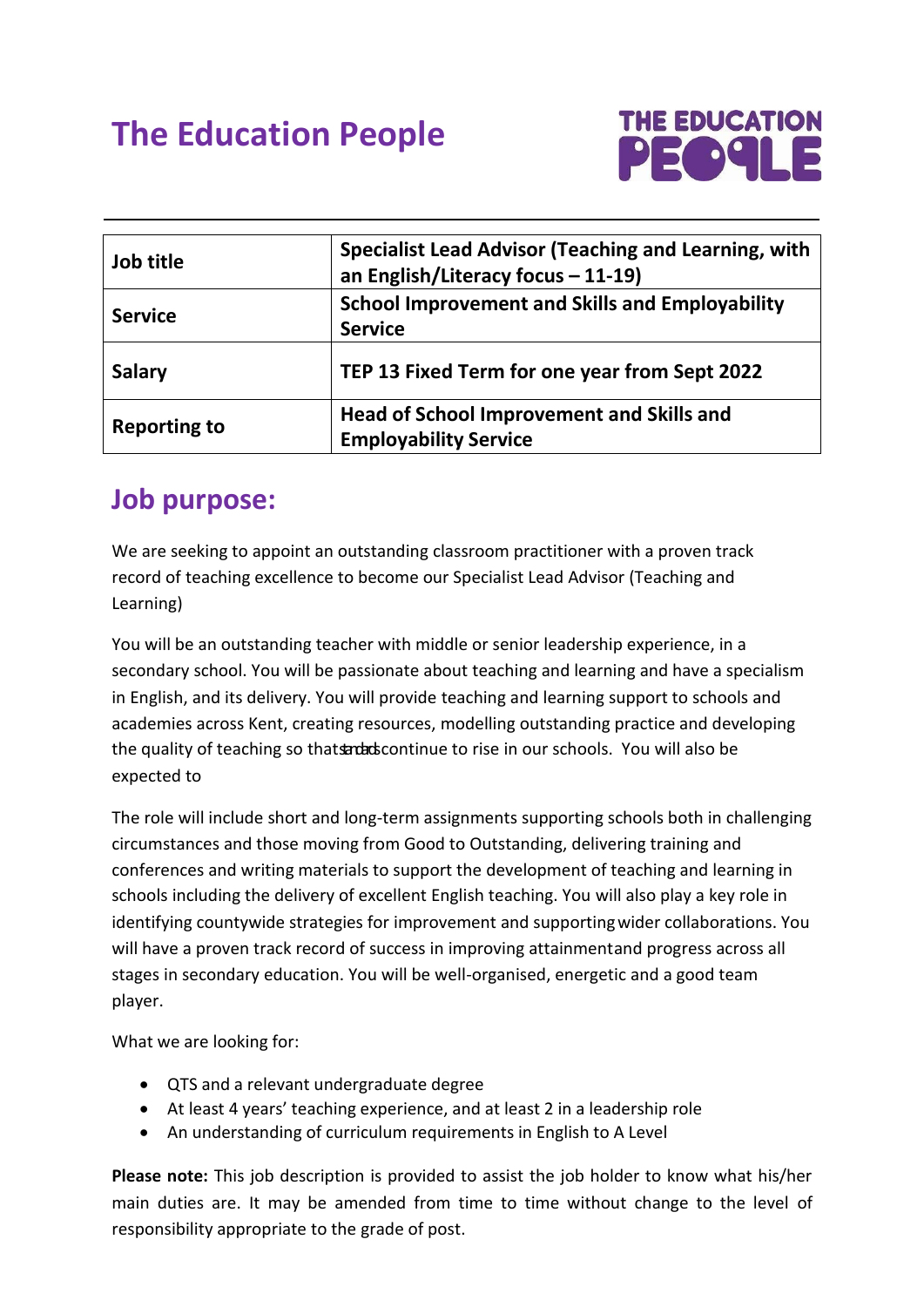# The Education People

| Job title | Specialist Lead Advisor (Teaching and Learning, with an English/Literacy focus – 11-19) |
|---|---|
| Service | School Improvement and Skills and Employability Service |
| Salary | TEP 13 Fixed Term for one year from Sept 2022 |
| Reporting to | Head of School Improvement and Skills and Employability Service |

## Job purpose:

We are seeking to appoint an outstanding classroom practitioner with a proven track record of teaching excellence to become our Specialist Lead Advisor (Teaching and Learning)

You will be an outstanding teacher with middle or senior leadership experience, in a secondary school. You will be passionate about teaching and learning and have a specialism in English, and its delivery. You will provide teaching and learning support to schools and academies across Kent, creating resources, modelling outstanding practice and developing the quality of teaching so that standards continue to rise in our schools. You will also be expected to

The role will include short and long-term assignments supporting schools both in challenging circumstances and those moving from Good to Outstanding, delivering training and conferences and writing materials to support the development of teaching and learning in schools including the delivery of excellent English teaching. You will also play a key role in identifying countywide strategies for improvement and supporting wider collaborations. You will have a proven track record of success in improving attainment and progress across all stages in secondary education. You will be well-organised, energetic and a good team player.

What we are looking for:

- QTS and a relevant undergraduate degree
- At least 4 years' teaching experience, and at least 2 in a leadership role
- An understanding of curriculum requirements in English to A Level

**Please note:** This job description is provided to assist the job holder to know what his/her main duties are. It may be amended from time to time without change to the level of responsibility appropriate to the grade of post.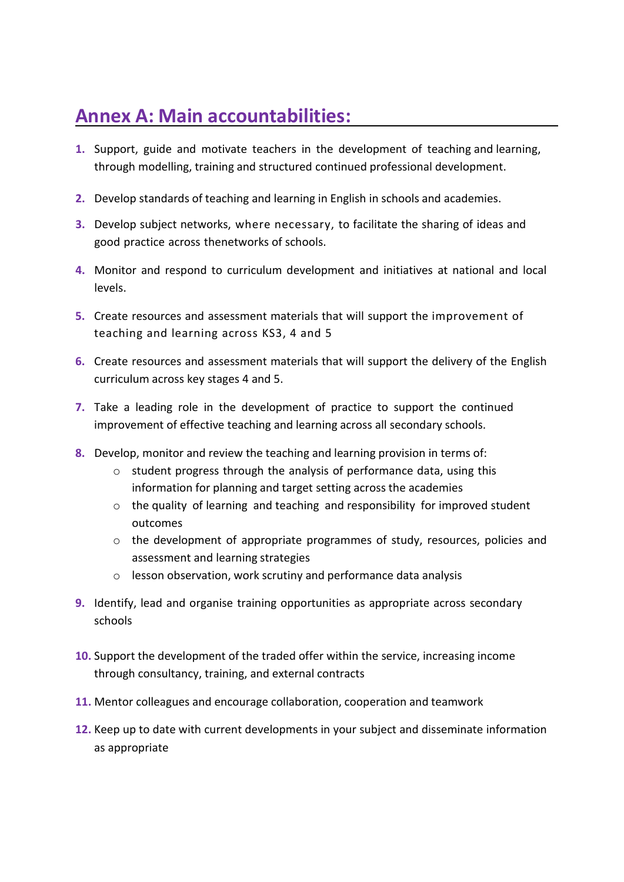## Annex A: Main accountabilities:

1. Support, guide and motivate teachers in the development of teaching and learning, through modelling, training and structured continued professional development.
2. Develop standards of teaching and learning in English in schools and academies.
3. Develop subject networks, where necessary, to facilitate the sharing of ideas and good practice across thenetworks of schools.
4. Monitor and respond to curriculum development and initiatives at national and local levels.
5. Create resources and assessment materials that will support the improvement of teaching and learning across KS3, 4 and 5
6. Create resources and assessment materials that will support the delivery of the English curriculum across key stages 4 and 5.
7. Take a leading role in the development of practice to support the continued improvement of effective teaching and learning across all secondary schools.
8. Develop, monitor and review the teaching and learning provision in terms of:
    - student progress through the analysis of performance data, using this information for planning and target setting across the academies
    - the quality of learning and teaching and responsibility for improved student outcomes
    - the development of appropriate programmes of study, resources, policies and assessment and learning strategies
    - lesson observation, work scrutiny and performance data analysis
9. Identify, lead and organise training opportunities as appropriate across secondary schools
10. Support the development of the traded offer within the service, increasing income through consultancy, training, and external contracts
11. Mentor colleagues and encourage collaboration, cooperation and teamwork
12. Keep up to date with current developments in your subject and disseminate information as appropriate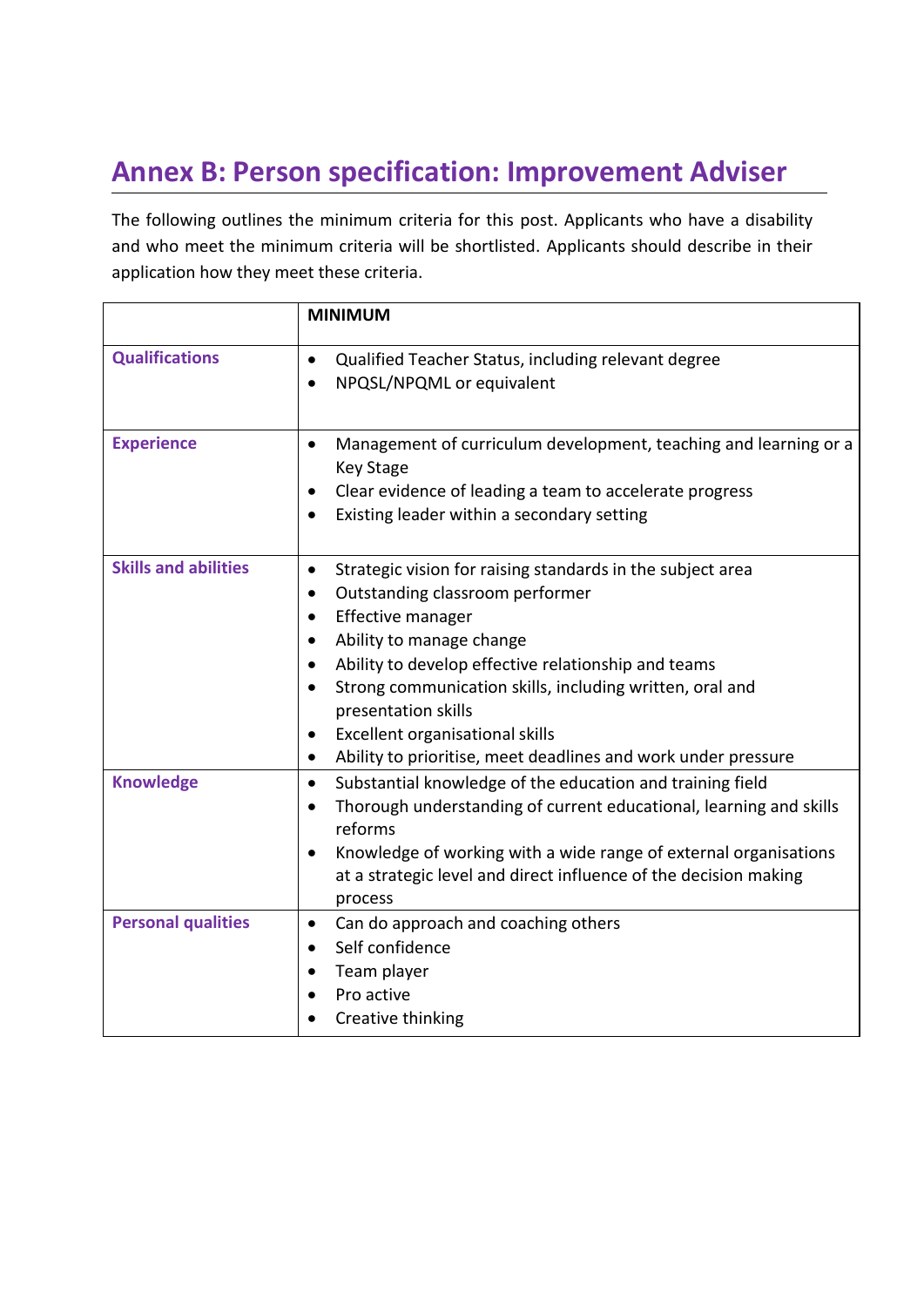## Annex B: Person specification: Improvement Adviser

The following outlines the minimum criteria for this post. Applicants who have a disability and who meet the minimum criteria will be shortlisted. Applicants should describe in their application how they meet these criteria.

| | **MINIMUM** |
|---|---|
| **Qualifications** | • Qualified Teacher Status, including relevant degree<br>• NPQSL/NPQML or equivalent |
| **Experience** | • Management of curriculum development, teaching and learning or a Key Stage<br>• Clear evidence of leading a team to accelerate progress<br>• Existing leader within a secondary setting |
| **Skills and abilities** | • Strategic vision for raising standards in the subject area<br>• Outstanding classroom performer<br>• Effective manager<br>• Ability to manage change<br>• Ability to develop effective relationship and teams<br>• Strong communication skills, including written, oral and presentation skills<br>• Excellent organisational skills<br>• Ability to prioritise, meet deadlines and work under pressure |
| **Knowledge** | • Substantial knowledge of the education and training field<br>• Thorough understanding of current educational, learning and skills reforms<br>• Knowledge of working with a wide range of external organisations at a strategic level and direct influence of the decision making process |
| **Personal qualities** | • Can do approach and coaching others<br>• Self confidence<br>• Team player<br>• Pro active<br>• Creative thinking |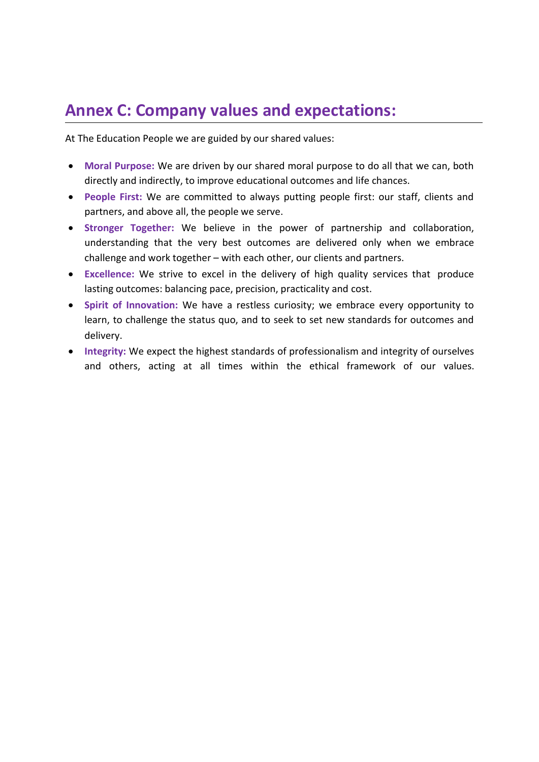# Annex C: Company values and expectations:

At The Education People we are guided by our shared values:

- **Moral Purpose:** We are driven by our shared moral purpose to do all that we can, both directly and indirectly, to improve educational outcomes and life chances.
- **People First:** We are committed to always putting people first: our staff, clients and partners, and above all, the people we serve.
- **Stronger Together:** We believe in the power of partnership and collaboration, understanding that the very best outcomes are delivered only when we embrace challenge and work together – with each other, our clients and partners.
- **Excellence:** We strive to excel in the delivery of high quality services that produce lasting outcomes: balancing pace, precision, practicality and cost.
- **Spirit of Innovation:** We have a restless curiosity; we embrace every opportunity to learn, to challenge the status quo, and to seek to set new standards for outcomes and delivery.
- **Integrity:** We expect the highest standards of professionalism and integrity of ourselves and others, acting at all times within the ethical framework of our values.